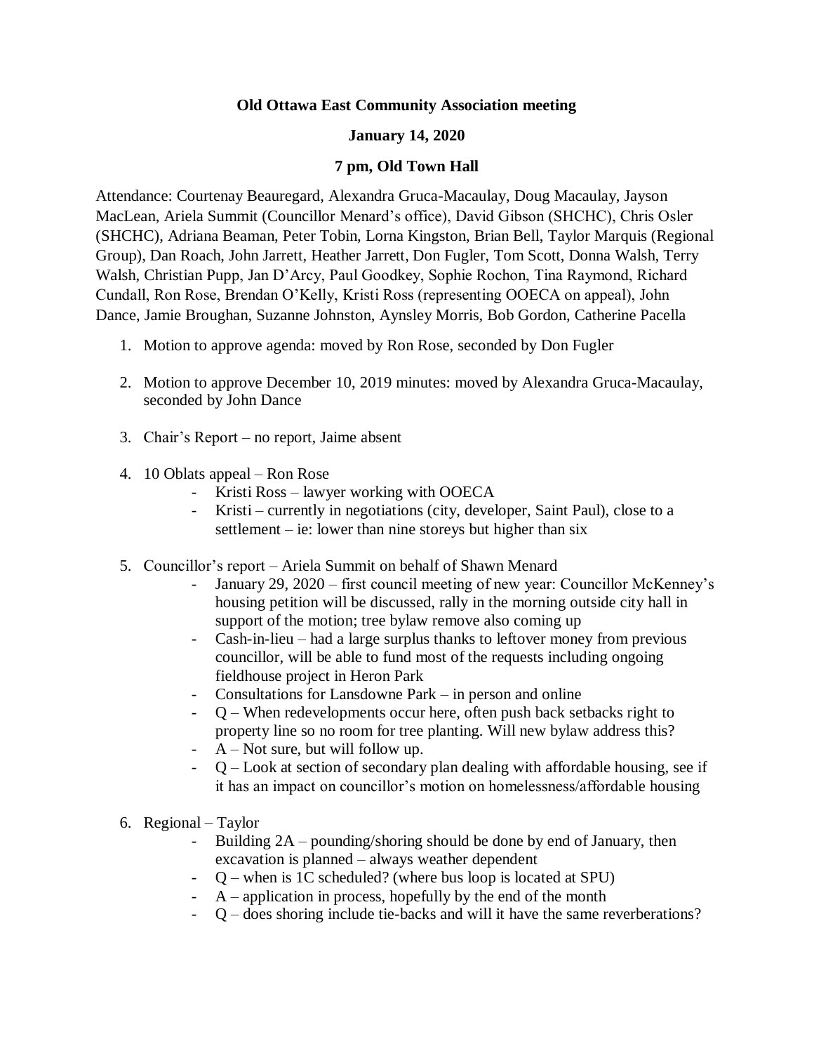**Old Ottawa East Community Association meeting**

**January 14, 2020**

**7 pm, Old Town Hall**

Attendance: Courtenay Beauregard, Alexandra Gruca-Macaulay, Doug Macaulay, Jayson MacLean, Ariela Summit (Councillor Menard's office), David Gibson (SHCHC), Chris Osler (SHCHC), Adriana Beaman, Peter Tobin, Lorna Kingston, Brian Bell, Taylor Marquis (Regional Group), Dan Roach, John Jarrett, Heather Jarrett, Don Fugler, Tom Scott, Donna Walsh, Terry Walsh, Christian Pupp, Jan D'Arcy, Paul Goodkey, Sophie Rochon, Tina Raymond, Richard Cundall, Ron Rose, Brendan O'Kelly, Kristi Ross (representing OOECA on appeal), John Dance, Jamie Broughan, Suzanne Johnston, Aynsley Morris, Bob Gordon, Catherine Pacella

1. Motion to approve agenda: moved by Ron Rose, seconded by Don Fugler

2. Motion to approve December 10, 2019 minutes: moved by Alexandra Gruca-Macaulay, seconded by John Dance

3. Chair's Report – no report, Jaime absent

4. 10 Oblats appeal – Ron Rose
   - Kristi Ross – lawyer working with OOECA
   - Kristi – currently in negotiations (city, developer, Saint Paul), close to a settlement – ie: lower than nine storeys but higher than six

5. Councillor's report – Ariela Summit on behalf of Shawn Menard
   - January 29, 2020 – first council meeting of new year: Councillor McKenney's housing petition will be discussed, rally in the morning outside city hall in support of the motion; tree bylaw remove also coming up
   - Cash-in-lieu – had a large surplus thanks to leftover money from previous councillor, will be able to fund most of the requests including ongoing fieldhouse project in Heron Park
   - Consultations for Lansdowne Park – in person and online
   - Q – When redevelopments occur here, often push back setbacks right to property line so no room for tree planting. Will new bylaw address this?
   - A – Not sure, but will follow up.
   - Q – Look at section of secondary plan dealing with affordable housing, see if it has an impact on councillor's motion on homelessness/affordable housing

6. Regional – Taylor
   - Building 2A – pounding/shoring should be done by end of January, then excavation is planned – always weather dependent
   - Q – when is 1C scheduled? (where bus loop is located at SPU)
   - A – application in process, hopefully by the end of the month
   - Q – does shoring include tie-backs and will it have the same reverberations?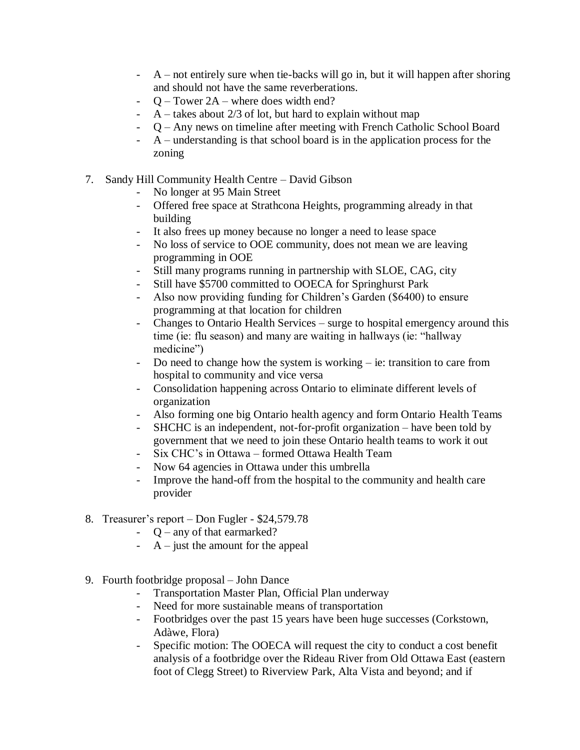- A – not entirely sure when tie-backs will go in, but it will happen after shoring and should not have the same reverberations.
- Q – Tower 2A – where does width end?
- A – takes about 2/3 of lot, but hard to explain without map
- Q – Any news on timeline after meeting with French Catholic School Board
- A – understanding is that school board is in the application process for the zoning

7. Sandy Hill Community Health Centre – David Gibson
   - No longer at 95 Main Street
   - Offered free space at Strathcona Heights, programming already in that building
   - It also frees up money because no longer a need to lease space
   - No loss of service to OOE community, does not mean we are leaving programming in OOE
   - Still many programs running in partnership with SLOE, CAG, city
   - Still have $5700 committed to OOECA for Springhurst Park
   - Also now providing funding for Children's Garden ($6400) to ensure programming at that location for children
   - Changes to Ontario Health Services – surge to hospital emergency around this time (ie: flu season) and many are waiting in hallways (ie: "hallway medicine")
   - Do need to change how the system is working – ie: transition to care from hospital to community and vice versa
   - Consolidation happening across Ontario to eliminate different levels of organization
   - Also forming one big Ontario health agency and form Ontario Health Teams
   - SHCHC is an independent, not-for-profit organization – have been told by government that we need to join these Ontario health teams to work it out
   - Six CHC's in Ottawa – formed Ottawa Health Team
   - Now 64 agencies in Ottawa under this umbrella
   - Improve the hand-off from the hospital to the community and health care provider

8. Treasurer's report – Don Fugler - $24,579.78
   - Q – any of that earmarked?
   - A – just the amount for the appeal

9. Fourth footbridge proposal – John Dance
   - Transportation Master Plan, Official Plan underway
   - Need for more sustainable means of transportation
   - Footbridges over the past 15 years have been huge successes (Corkstown, Adàwe, Flora)
   - Specific motion: The OOECA will request the city to conduct a cost benefit analysis of a footbridge over the Rideau River from Old Ottawa East (eastern foot of Clegg Street) to Riverview Park, Alta Vista and beyond; and if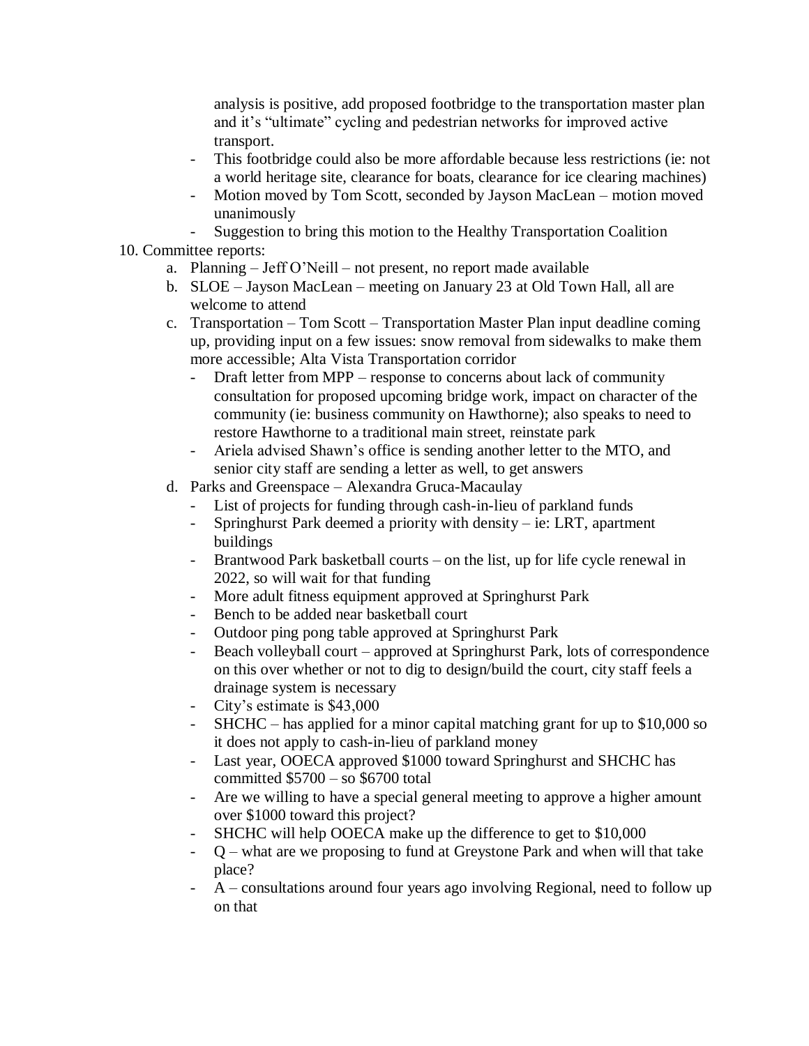analysis is positive, add proposed footbridge to the transportation master plan and it's "ultimate" cycling and pedestrian networks for improved active transport.

- This footbridge could also be more affordable because less restrictions (ie: not a world heritage site, clearance for boats, clearance for ice clearing machines)
- Motion moved by Tom Scott, seconded by Jayson MacLean – motion moved unanimously
- Suggestion to bring this motion to the Healthy Transportation Coalition

10. Committee reports:
    a. Planning – Jeff O'Neill – not present, no report made available
    b. SLOE – Jayson MacLean – meeting on January 23 at Old Town Hall, all are welcome to attend
    c. Transportation – Tom Scott – Transportation Master Plan input deadline coming up, providing input on a few issues: snow removal from sidewalks to make them more accessible; Alta Vista Transportation corridor
        - Draft letter from MPP – response to concerns about lack of community consultation for proposed upcoming bridge work, impact on character of the community (ie: business community on Hawthorne); also speaks to need to restore Hawthorne to a traditional main street, reinstate park
        - Ariela advised Shawn's office is sending another letter to the MTO, and senior city staff are sending a letter as well, to get answers
    d. Parks and Greenspace – Alexandra Gruca-Macaulay
        - List of projects for funding through cash-in-lieu of parkland funds
        - Springhurst Park deemed a priority with density – ie: LRT, apartment buildings
        - Brantwood Park basketball courts – on the list, up for life cycle renewal in 2022, so will wait for that funding
        - More adult fitness equipment approved at Springhurst Park
        - Bench to be added near basketball court
        - Outdoor ping pong table approved at Springhurst Park
        - Beach volleyball court – approved at Springhurst Park, lots of correspondence on this over whether or not to dig to design/build the court, city staff feels a drainage system is necessary
        - City's estimate is $43,000
        - SHCHC – has applied for a minor capital matching grant for up to $10,000 so it does not apply to cash-in-lieu of parkland money
        - Last year, OOECA approved $1000 toward Springhurst and SHCHC has committed $5700 – so $6700 total
        - Are we willing to have a special general meeting to approve a higher amount over $1000 toward this project?
        - SHCHC will help OOECA make up the difference to get to $10,000
        - Q – what are we proposing to fund at Greystone Park and when will that take place?
        - A – consultations around four years ago involving Regional, need to follow up on that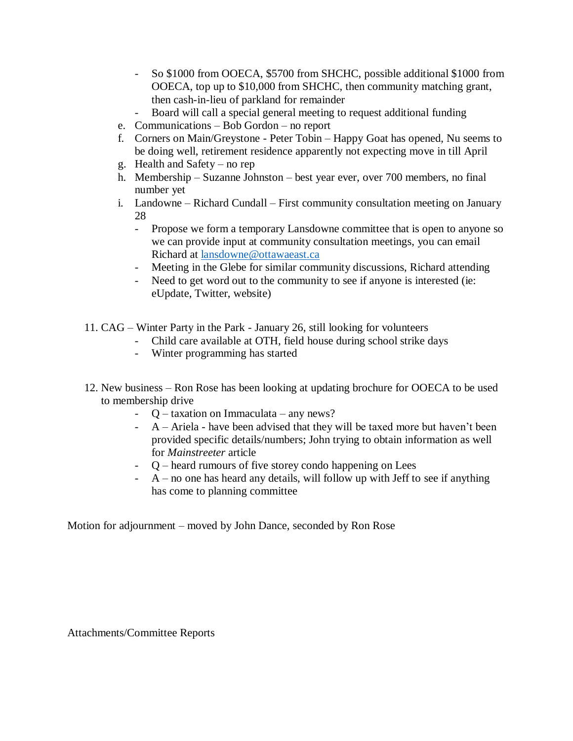- So $1000 from OOECA, $5700 from SHCHC, possible additional $1000 from OOECA, top up to $10,000 from SHCHC, then community matching grant, then cash-in-lieu of parkland for remainder
- Board will call a special general meeting to request additional funding

e. Communications – Bob Gordon – no report

f. Corners on Main/Greystone - Peter Tobin – Happy Goat has opened, Nu seems to be doing well, retirement residence apparently not expecting move in till April

g. Health and Safety – no rep

h. Membership – Suzanne Johnston – best year ever, over 700 members, no final number yet

i. Landowne – Richard Cundall – First community consultation meeting on January 28
   - Propose we form a temporary Lansdowne committee that is open to anyone so we can provide input at community consultation meetings, you can email Richard at [lansdowne@ottawaeast.ca](mailto:lansdowne@ottawaeast.ca)
   - Meeting in the Glebe for similar community discussions, Richard attending
   - Need to get word out to the community to see if anyone is interested (ie: eUpdate, Twitter, website)

11. CAG – Winter Party in the Park - January 26, still looking for volunteers
    - Child care available at OTH, field house during school strike days
    - Winter programming has started

12. New business – Ron Rose has been looking at updating brochure for OOECA to be used to membership drive
    - Q – taxation on Immaculata – any news?
    - A – Ariela - have been advised that they will be taxed more but haven't been provided specific details/numbers; John trying to obtain information as well for *Mainstreeter* article
    - Q – heard rumours of five storey condo happening on Lees
    - A – no one has heard any details, will follow up with Jeff to see if anything has come to planning committee

Motion for adjournment – moved by John Dance, seconded by Ron Rose

Attachments/Committee Reports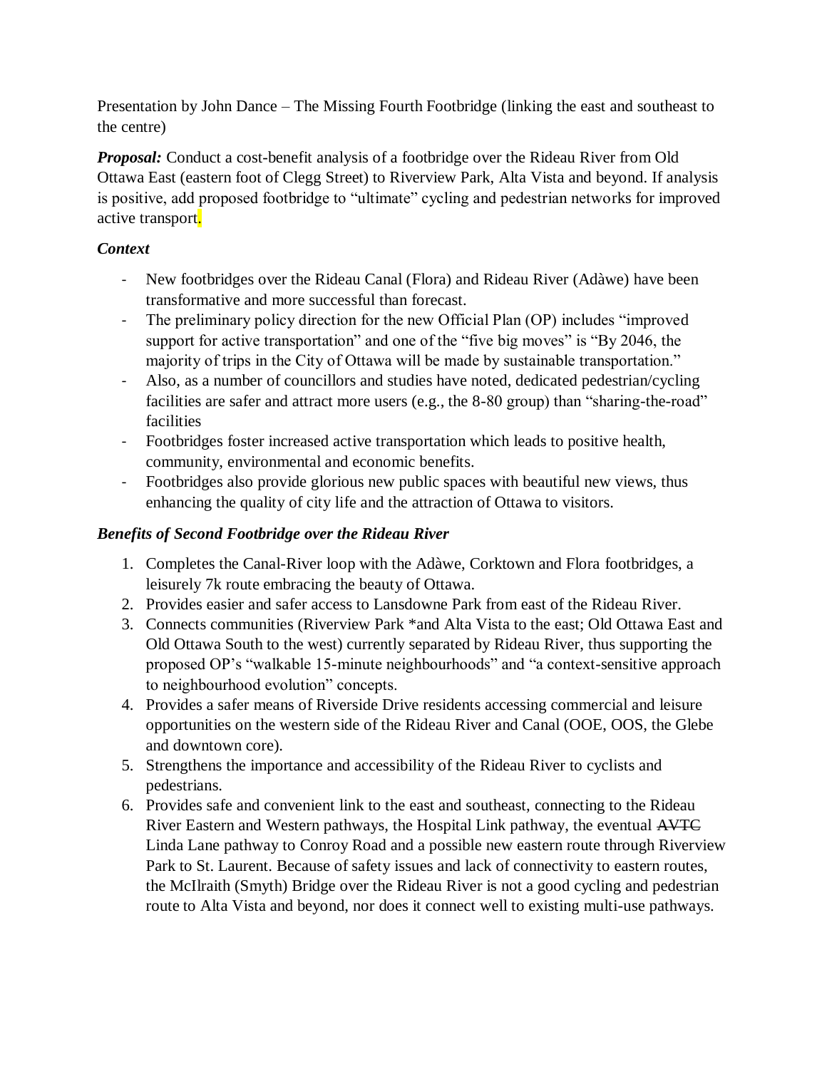Presentation by John Dance – The Missing Fourth Footbridge (linking the east and southeast to the centre)

***Proposal:*** Conduct a cost-benefit analysis of a footbridge over the Rideau River from Old Ottawa East (eastern foot of Clegg Street) to Riverview Park, Alta Vista and beyond. If analysis is positive, add proposed footbridge to "ultimate" cycling and pedestrian networks for improved active transport.

### *Context*

- New footbridges over the Rideau Canal (Flora) and Rideau River (Adàwe) have been transformative and more successful than forecast.
- The preliminary policy direction for the new Official Plan (OP) includes "improved support for active transportation" and one of the "five big moves" is "By 2046, the majority of trips in the City of Ottawa will be made by sustainable transportation."
- Also, as a number of councillors and studies have noted, dedicated pedestrian/cycling facilities are safer and attract more users (e.g., the 8-80 group) than "sharing-the-road" facilities
- Footbridges foster increased active transportation which leads to positive health, community, environmental and economic benefits.
- Footbridges also provide glorious new public spaces with beautiful new views, thus enhancing the quality of city life and the attraction of Ottawa to visitors.

### *Benefits of Second Footbridge over the Rideau River*

1. Completes the Canal-River loop with the Adàwe, Corktown and Flora footbridges, a leisurely 7k route embracing the beauty of Ottawa.
2. Provides easier and safer access to Lansdowne Park from east of the Rideau River.
3. Connects communities (Riverview Park *and Alta Vista to the east; Old Ottawa East and Old Ottawa South to the west) currently separated by Rideau River, thus supporting the proposed OP's "walkable 15-minute neighbourhoods" and "a context-sensitive approach to neighbourhood evolution" concepts.
4. Provides a safer means of Riverside Drive residents accessing commercial and leisure opportunities on the western side of the Rideau River and Canal (OOE, OOS, the Glebe and downtown core).
5. Strengthens the importance and accessibility of the Rideau River to cyclists and pedestrians.
6. Provides safe and convenient link to the east and southeast, connecting to the Rideau River Eastern and Western pathways, the Hospital Link pathway, the eventual ~~AVTC~~ Linda Lane pathway to Conroy Road and a possible new eastern route through Riverview Park to St. Laurent. Because of safety issues and lack of connectivity to eastern routes, the McIlraith (Smyth) Bridge over the Rideau River is not a good cycling and pedestrian route to Alta Vista and beyond, nor does it connect well to existing multi-use pathways.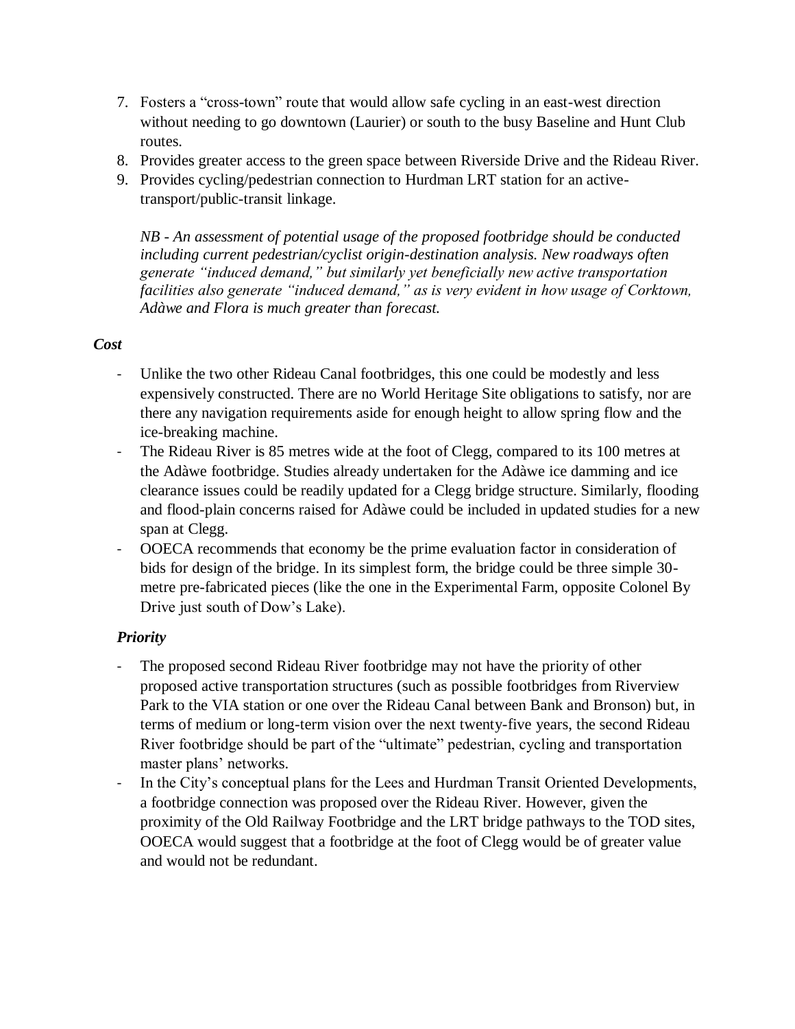7. Fosters a "cross-town" route that would allow safe cycling in an east-west direction without needing to go downtown (Laurier) or south to the busy Baseline and Hunt Club routes.
8. Provides greater access to the green space between Riverside Drive and the Rideau River.
9. Provides cycling/pedestrian connection to Hurdman LRT station for an active-transport/public-transit linkage.

   *NB - An assessment of potential usage of the proposed footbridge should be conducted including current pedestrian/cyclist origin-destination analysis. New roadways often generate "induced demand," but similarly yet beneficially new active transportation facilities also generate "induced demand," as is very evident in how usage of Corktown, Adàwe and Flora is much greater than forecast.*

***Cost***

- Unlike the two other Rideau Canal footbridges, this one could be modestly and less expensively constructed. There are no World Heritage Site obligations to satisfy, nor are there any navigation requirements aside for enough height to allow spring flow and the ice-breaking machine.
- The Rideau River is 85 metres wide at the foot of Clegg, compared to its 100 metres at the Adàwe footbridge. Studies already undertaken for the Adàwe ice damming and ice clearance issues could be readily updated for a Clegg bridge structure. Similarly, flooding and flood-plain concerns raised for Adàwe could be included in updated studies for a new span at Clegg.
- OOECA recommends that economy be the prime evaluation factor in consideration of bids for design of the bridge. In its simplest form, the bridge could be three simple 30-metre pre-fabricated pieces (like the one in the Experimental Farm, opposite Colonel By Drive just south of Dow's Lake).

***Priority***

- The proposed second Rideau River footbridge may not have the priority of other proposed active transportation structures (such as possible footbridges from Riverview Park to the VIA station or one over the Rideau Canal between Bank and Bronson) but, in terms of medium or long-term vision over the next twenty-five years, the second Rideau River footbridge should be part of the "ultimate" pedestrian, cycling and transportation master plans' networks.
- In the City's conceptual plans for the Lees and Hurdman Transit Oriented Developments, a footbridge connection was proposed over the Rideau River. However, given the proximity of the Old Railway Footbridge and the LRT bridge pathways to the TOD sites, OOECA would suggest that a footbridge at the foot of Clegg would be of greater value and would not be redundant.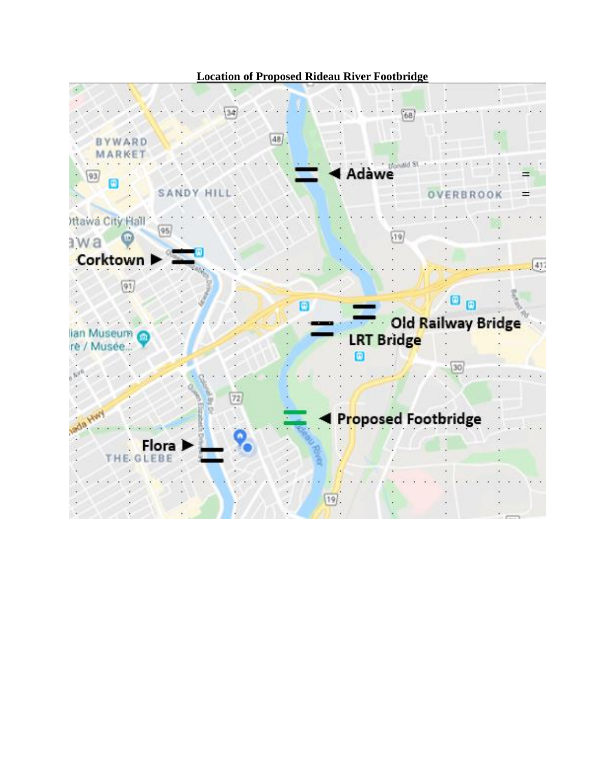**Location of Proposed Rideau River Footbridge**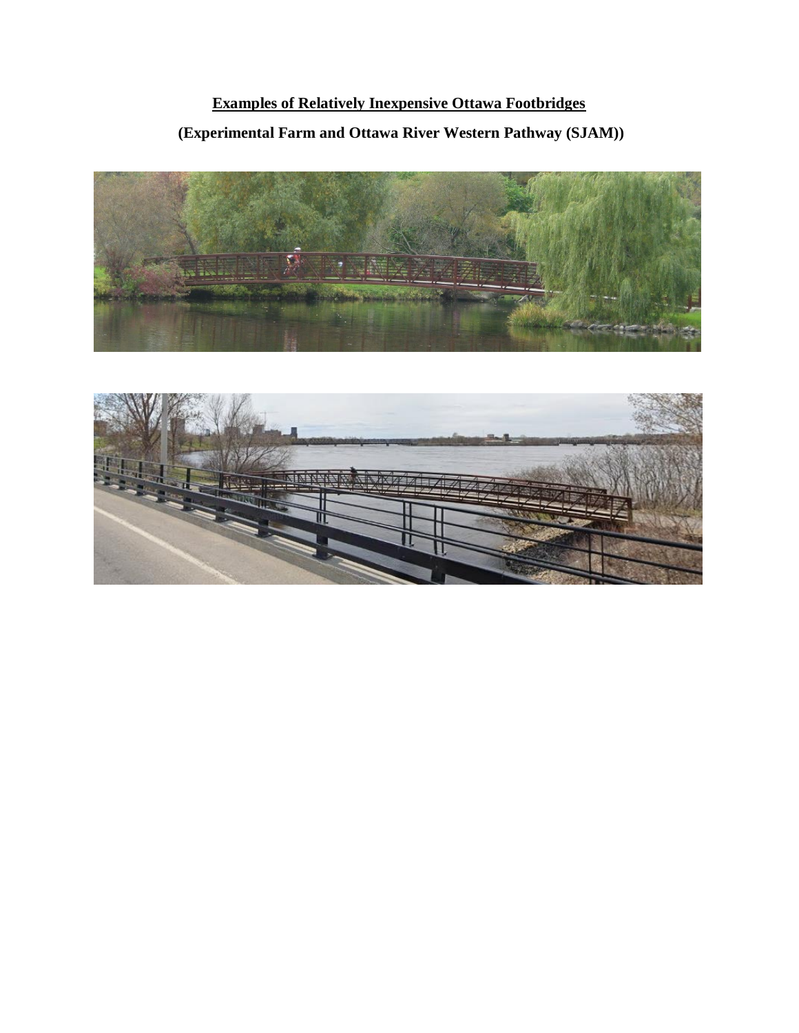**<u>Examples of Relatively Inexpensive Ottawa Footbridges</u>**

**(Experimental Farm and Ottawa River Western Pathway (SJAM))**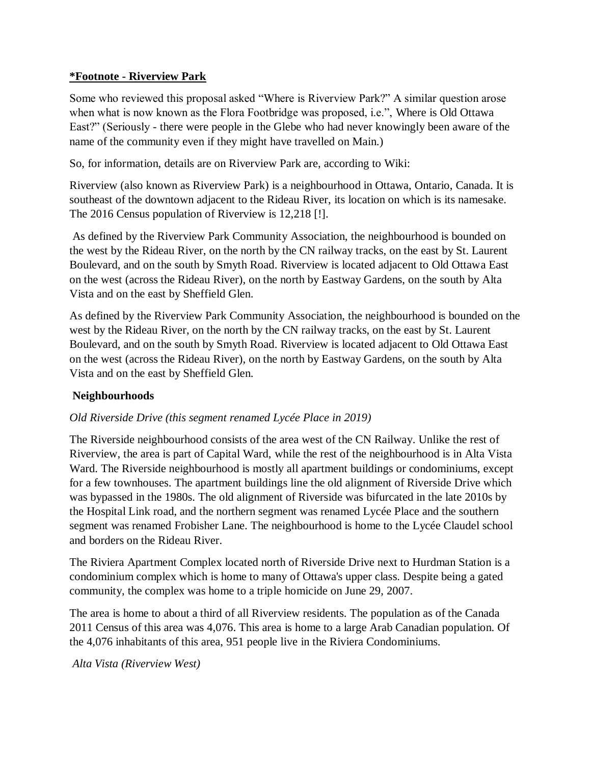**\*Footnote - Riverview Park**

Some who reviewed this proposal asked "Where is Riverview Park?" A similar question arose when what is now known as the Flora Footbridge was proposed, i.e.", Where is Old Ottawa East?" (Seriously - there were people in the Glebe who had never knowingly been aware of the name of the community even if they might have travelled on Main.)

So, for information, details are on Riverview Park are, according to Wiki:

Riverview (also known as Riverview Park) is a neighbourhood in Ottawa, Ontario, Canada. It is southeast of the downtown adjacent to the Rideau River, its location on which is its namesake. The 2016 Census population of Riverview is 12,218 [!].

As defined by the Riverview Park Community Association, the neighbourhood is bounded on the west by the Rideau River, on the north by the CN railway tracks, on the east by St. Laurent Boulevard, and on the south by Smyth Road. Riverview is located adjacent to Old Ottawa East on the west (across the Rideau River), on the north by Eastway Gardens, on the south by Alta Vista and on the east by Sheffield Glen.

As defined by the Riverview Park Community Association, the neighbourhood is bounded on the west by the Rideau River, on the north by the CN railway tracks, on the east by St. Laurent Boulevard, and on the south by Smyth Road. Riverview is located adjacent to Old Ottawa East on the west (across the Rideau River), on the north by Eastway Gardens, on the south by Alta Vista and on the east by Sheffield Glen.

**Neighbourhoods**

*Old Riverside Drive (this segment renamed Lycée Place in 2019)*

The Riverside neighbourhood consists of the area west of the CN Railway. Unlike the rest of Riverview, the area is part of Capital Ward, while the rest of the neighbourhood is in Alta Vista Ward. The Riverside neighbourhood is mostly all apartment buildings or condominiums, except for a few townhouses. The apartment buildings line the old alignment of Riverside Drive which was bypassed in the 1980s. The old alignment of Riverside was bifurcated in the late 2010s by the Hospital Link road, and the northern segment was renamed Lycée Place and the southern segment was renamed Frobisher Lane. The neighbourhood is home to the Lycée Claudel school and borders on the Rideau River.

The Riviera Apartment Complex located north of Riverside Drive next to Hurdman Station is a condominium complex which is home to many of Ottawa's upper class. Despite being a gated community, the complex was home to a triple homicide on June 29, 2007.

The area is home to about a third of all Riverview residents. The population as of the Canada 2011 Census of this area was 4,076. This area is home to a large Arab Canadian population. Of the 4,076 inhabitants of this area, 951 people live in the Riviera Condominiums.

*Alta Vista (Riverview West)*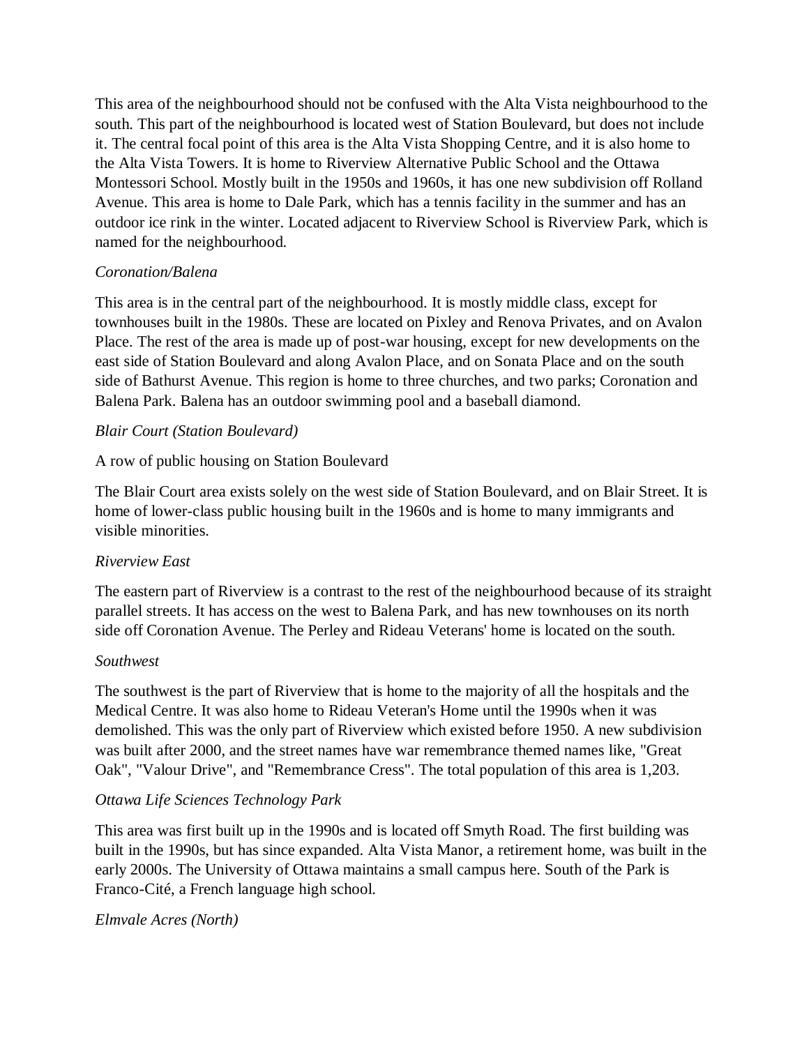This area of the neighbourhood should not be confused with the Alta Vista neighbourhood to the south. This part of the neighbourhood is located west of Station Boulevard, but does not include it. The central focal point of this area is the Alta Vista Shopping Centre, and it is also home to the Alta Vista Towers. It is home to Riverview Alternative Public School and the Ottawa Montessori School. Mostly built in the 1950s and 1960s, it has one new subdivision off Rolland Avenue. This area is home to Dale Park, which has a tennis facility in the summer and has an outdoor ice rink in the winter. Located adjacent to Riverview School is Riverview Park, which is named for the neighbourhood.

*Coronation/Balena*

This area is in the central part of the neighbourhood. It is mostly middle class, except for townhouses built in the 1980s. These are located on Pixley and Renova Privates, and on Avalon Place. The rest of the area is made up of post-war housing, except for new developments on the east side of Station Boulevard and along Avalon Place, and on Sonata Place and on the south side of Bathurst Avenue. This region is home to three churches, and two parks; Coronation and Balena Park. Balena has an outdoor swimming pool and a baseball diamond.

*Blair Court (Station Boulevard)*

A row of public housing on Station Boulevard

The Blair Court area exists solely on the west side of Station Boulevard, and on Blair Street. It is home of lower-class public housing built in the 1960s and is home to many immigrants and visible minorities.

*Riverview East*

The eastern part of Riverview is a contrast to the rest of the neighbourhood because of its straight parallel streets. It has access on the west to Balena Park, and has new townhouses on its north side off Coronation Avenue. The Perley and Rideau Veterans' home is located on the south.

*Southwest*

The southwest is the part of Riverview that is home to the majority of all the hospitals and the Medical Centre. It was also home to Rideau Veteran's Home until the 1990s when it was demolished. This was the only part of Riverview which existed before 1950. A new subdivision was built after 2000, and the street names have war remembrance themed names like, "Great Oak", "Valour Drive", and "Remembrance Cress". The total population of this area is 1,203.

*Ottawa Life Sciences Technology Park*

This area was first built up in the 1990s and is located off Smyth Road. The first building was built in the 1990s, but has since expanded. Alta Vista Manor, a retirement home, was built in the early 2000s. The University of Ottawa maintains a small campus here. South of the Park is Franco-Cité, a French language high school.

*Elmvale Acres (North)*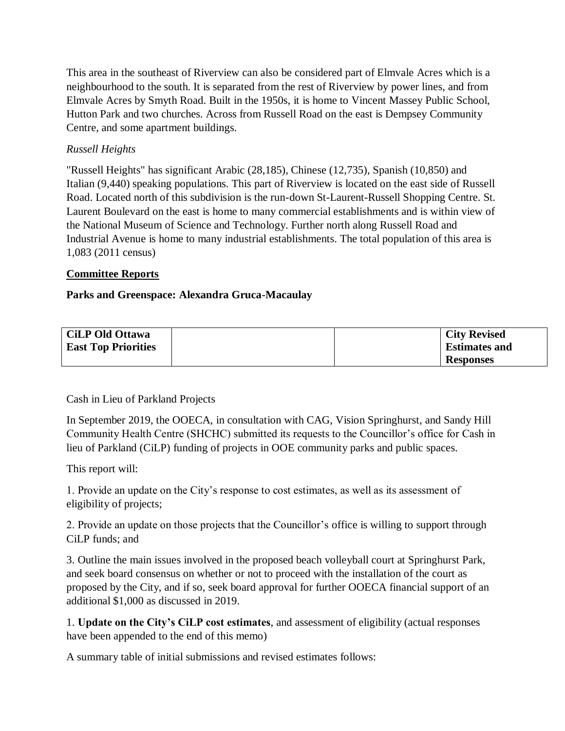This area in the southeast of Riverview can also be considered part of Elmvale Acres which is a neighbourhood to the south. It is separated from the rest of Riverview by power lines, and from Elmvale Acres by Smyth Road. Built in the 1950s, it is home to Vincent Massey Public School, Hutton Park and two churches. Across from Russell Road on the east is Dempsey Community Centre, and some apartment buildings.

*Russell Heights*

"Russell Heights" has significant Arabic (28,185), Chinese (12,735), Spanish (10,850) and Italian (9,440) speaking populations. This part of Riverview is located on the east side of Russell Road. Located north of this subdivision is the run-down St-Laurent-Russell Shopping Centre. St. Laurent Boulevard on the east is home to many commercial establishments and is within view of the National Museum of Science and Technology. Further north along Russell Road and Industrial Avenue is home to many industrial establishments. The total population of this area is 1,083 (2011 census)

## Committee Reports

### Parks and Greenspace: Alexandra Gruca-Macaulay

| **CiLP Old Ottawa East Top Priorities** | | | **City Revised Estimates and Responses** |
|---|---|---|---|

Cash in Lieu of Parkland Projects

In September 2019, the OOECA, in consultation with CAG, Vision Springhurst, and Sandy Hill Community Health Centre (SHCHC) submitted its requests to the Councillor's office for Cash in lieu of Parkland (CiLP) funding of projects in OOE community parks and public spaces.

This report will:

1. Provide an update on the City's response to cost estimates, as well as its assessment of eligibility of projects;

2. Provide an update on those projects that the Councillor's office is willing to support through CiLP funds; and

3. Outline the main issues involved in the proposed beach volleyball court at Springhurst Park, and seek board consensus on whether or not to proceed with the installation of the court as proposed by the City, and if so, seek board approval for further OOECA financial support of an additional $1,000 as discussed in 2019.

1. **Update on the City's CiLP cost estimates**, and assessment of eligibility (actual responses have been appended to the end of this memo)

A summary table of initial submissions and revised estimates follows: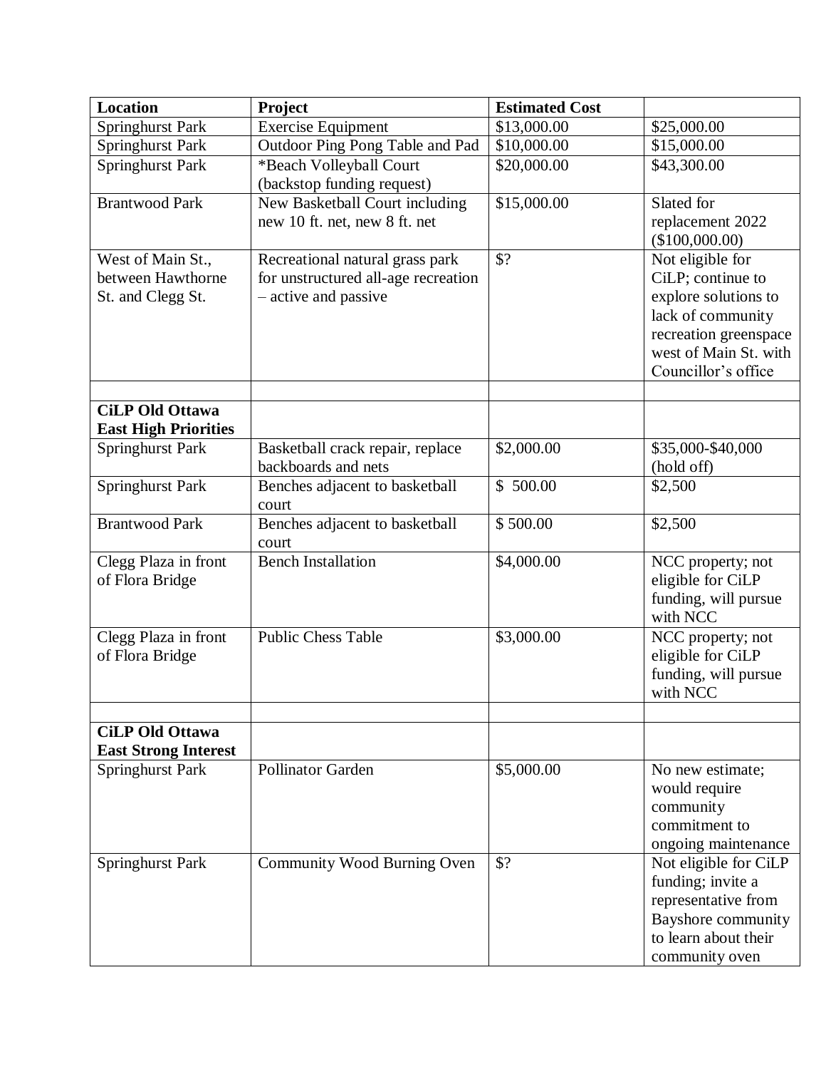| **Location** | **Project** | **Estimated Cost** | |
|---|---|---|---|
| Springhurst Park | Exercise Equipment | $13,000.00 | $25,000.00 |
| Springhurst Park | Outdoor Ping Pong Table and Pad | $10,000.00 | $15,000.00 |
| Springhurst Park | *Beach Volleyball Court (backstop funding request) | $20,000.00 | $43,300.00 |
| Brantwood Park | New Basketball Court including new 10 ft. net, new 8 ft. net | $15,000.00 | Slated for replacement 2022 ($100,000.00) |
| West of Main St., between Hawthorne St. and Clegg St. | Recreational natural grass park for unstructured all-age recreation – active and passive | $? | Not eligible for CiLP; continue to explore solutions to lack of community recreation greenspace west of Main St. with Councillor's office |
| | | | |
| **CiLP Old Ottawa East High Priorities** | | | |
| Springhurst Park | Basketball crack repair, replace backboards and nets | $2,000.00 | $35,000-$40,000 (hold off) |
| Springhurst Park | Benches adjacent to basketball court | $ 500.00 | $2,500 |
| Brantwood Park | Benches adjacent to basketball court | $ 500.00 | $2,500 |
| Clegg Plaza in front of Flora Bridge | Bench Installation | $4,000.00 | NCC property; not eligible for CiLP funding, will pursue with NCC |
| Clegg Plaza in front of Flora Bridge | Public Chess Table | $3,000.00 | NCC property; not eligible for CiLP funding, will pursue with NCC |
| | | | |
| **CiLP Old Ottawa East Strong Interest** | | | |
| Springhurst Park | Pollinator Garden | $5,000.00 | No new estimate; would require community commitment to ongoing maintenance |
| Springhurst Park | Community Wood Burning Oven | $? | Not eligible for CiLP funding; invite a representative from Bayshore community to learn about their community oven |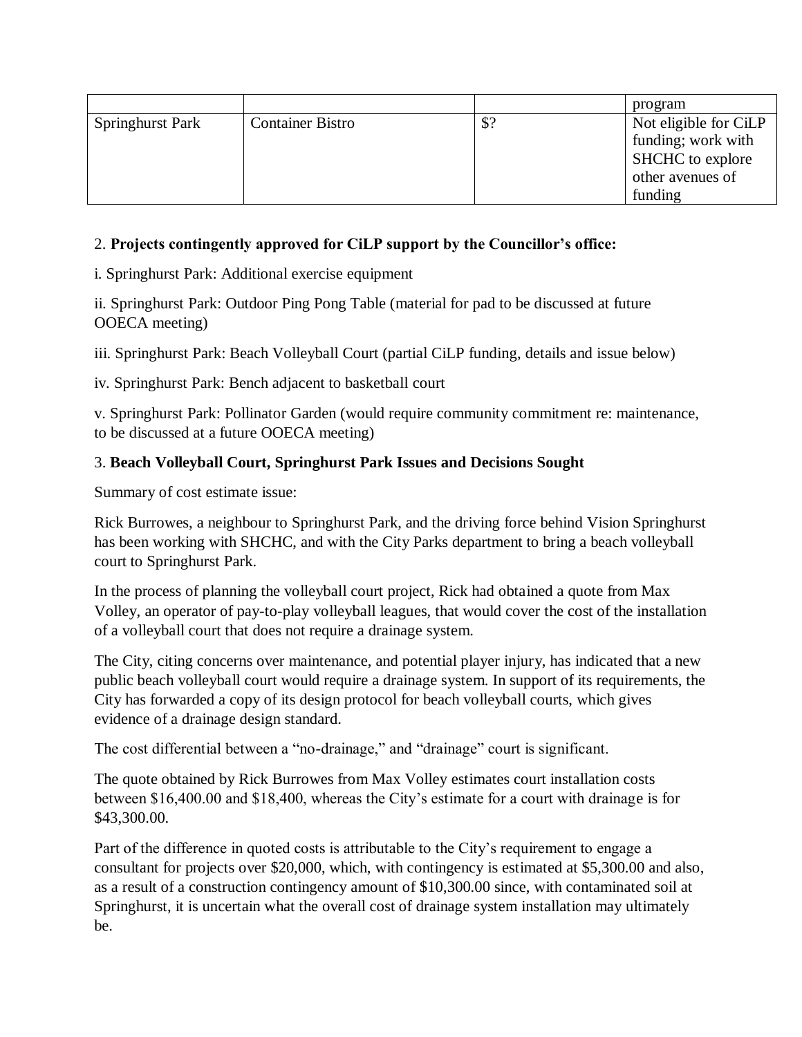| | | | |
|---|---|---|---|
| | | | program |
| Springhurst Park | Container Bistro | $? | Not eligible for CiLP funding; work with SHCHC to explore other avenues of funding |

2. **Projects contingently approved for CiLP support by the Councillor's office:**

i. Springhurst Park: Additional exercise equipment

ii. Springhurst Park: Outdoor Ping Pong Table (material for pad to be discussed at future OOECA meeting)

iii. Springhurst Park: Beach Volleyball Court (partial CiLP funding, details and issue below)

iv. Springhurst Park: Bench adjacent to basketball court

v. Springhurst Park: Pollinator Garden (would require community commitment re: maintenance, to be discussed at a future OOECA meeting)

3. **Beach Volleyball Court, Springhurst Park Issues and Decisions Sought**

Summary of cost estimate issue:

Rick Burrowes, a neighbour to Springhurst Park, and the driving force behind Vision Springhurst has been working with SHCHC, and with the City Parks department to bring a beach volleyball court to Springhurst Park.

In the process of planning the volleyball court project, Rick had obtained a quote from Max Volley, an operator of pay-to-play volleyball leagues, that would cover the cost of the installation of a volleyball court that does not require a drainage system.

The City, citing concerns over maintenance, and potential player injury, has indicated that a new public beach volleyball court would require a drainage system. In support of its requirements, the City has forwarded a copy of its design protocol for beach volleyball courts, which gives evidence of a drainage design standard.

The cost differential between a "no-drainage," and "drainage" court is significant.

The quote obtained by Rick Burrowes from Max Volley estimates court installation costs between $16,400.00 and $18,400, whereas the City's estimate for a court with drainage is for $43,300.00.

Part of the difference in quoted costs is attributable to the City's requirement to engage a consultant for projects over $20,000, which, with contingency is estimated at $5,300.00 and also, as a result of a construction contingency amount of $10,300.00 since, with contaminated soil at Springhurst, it is uncertain what the overall cost of drainage system installation may ultimately be.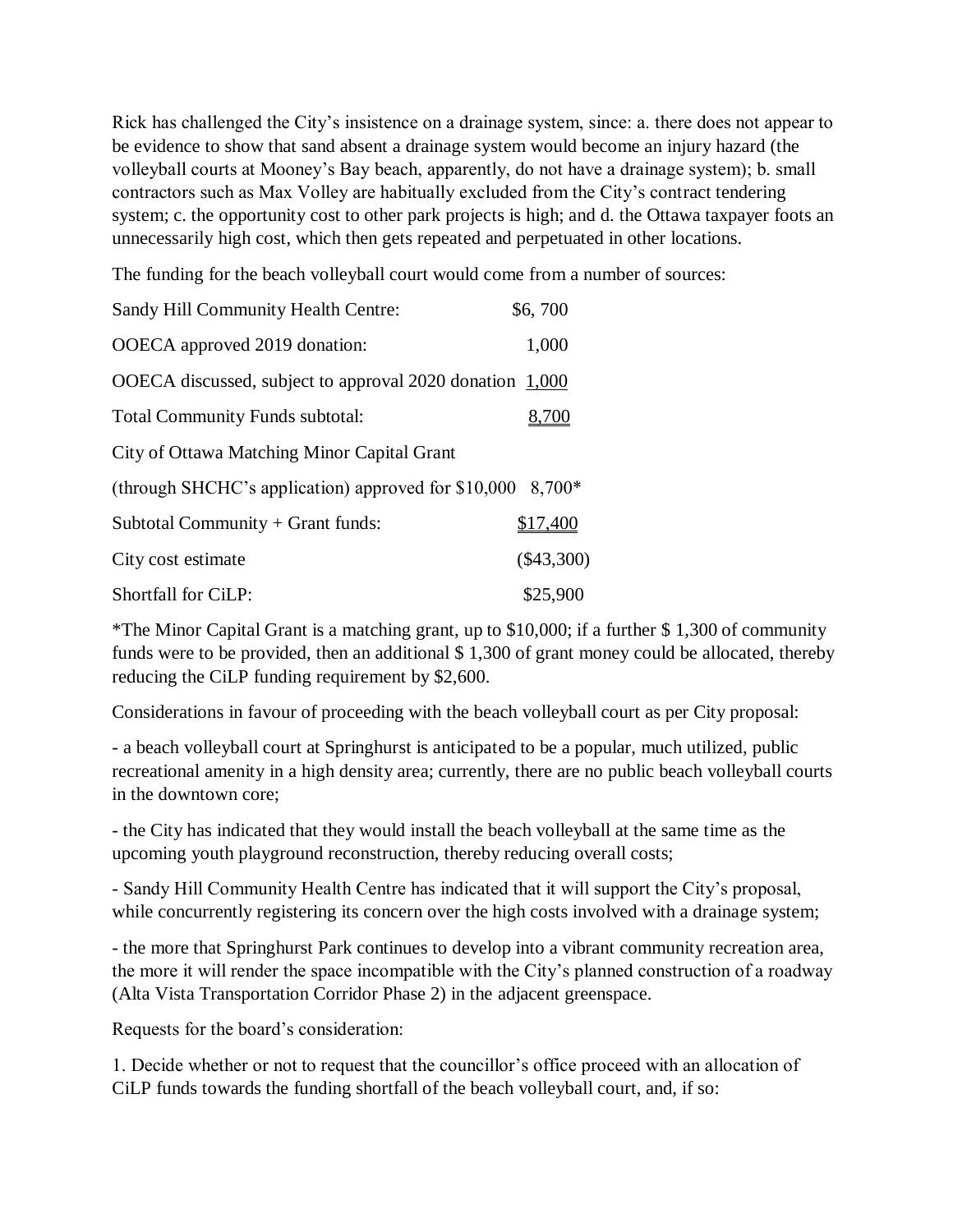Rick has challenged the City's insistence on a drainage system, since: a. there does not appear to be evidence to show that sand absent a drainage system would become an injury hazard (the volleyball courts at Mooney's Bay beach, apparently, do not have a drainage system); b. small contractors such as Max Volley are habitually excluded from the City's contract tendering system; c. the opportunity cost to other park projects is high; and d. the Ottawa taxpayer foots an unnecessarily high cost, which then gets repeated and perpetuated in other locations.

The funding for the beach volleyball court would come from a number of sources:

| | |
|---|---|
| Sandy Hill Community Health Centre: | $6, 700 |
| OOECA approved 2019 donation: | 1,000 |
| OOECA discussed, subject to approval 2020 donation | 1,000 |
| Total Community Funds subtotal: | 8,700 |
| City of Ottawa Matching Minor Capital Grant | |
| (through SHCHC's application) approved for $10,000 | 8,700* |
| Subtotal Community + Grant funds: | $17,400 |
| City cost estimate | ($43,300) |
| Shortfall for CiLP: | $25,900 |

*The Minor Capital Grant is a matching grant, up to $10,000; if a further $ 1,300 of community funds were to be provided, then an additional $ 1,300 of grant money could be allocated, thereby reducing the CiLP funding requirement by $2,600.

Considerations in favour of proceeding with the beach volleyball court as per City proposal:

- a beach volleyball court at Springhurst is anticipated to be a popular, much utilized, public recreational amenity in a high density area; currently, there are no public beach volleyball courts in the downtown core;

- the City has indicated that they would install the beach volleyball at the same time as the upcoming youth playground reconstruction, thereby reducing overall costs;

- Sandy Hill Community Health Centre has indicated that it will support the City's proposal, while concurrently registering its concern over the high costs involved with a drainage system;

- the more that Springhurst Park continues to develop into a vibrant community recreation area, the more it will render the space incompatible with the City's planned construction of a roadway (Alta Vista Transportation Corridor Phase 2) in the adjacent greenspace.

Requests for the board's consideration:

1. Decide whether or not to request that the councillor's office proceed with an allocation of CiLP funds towards the funding shortfall of the beach volleyball court, and, if so: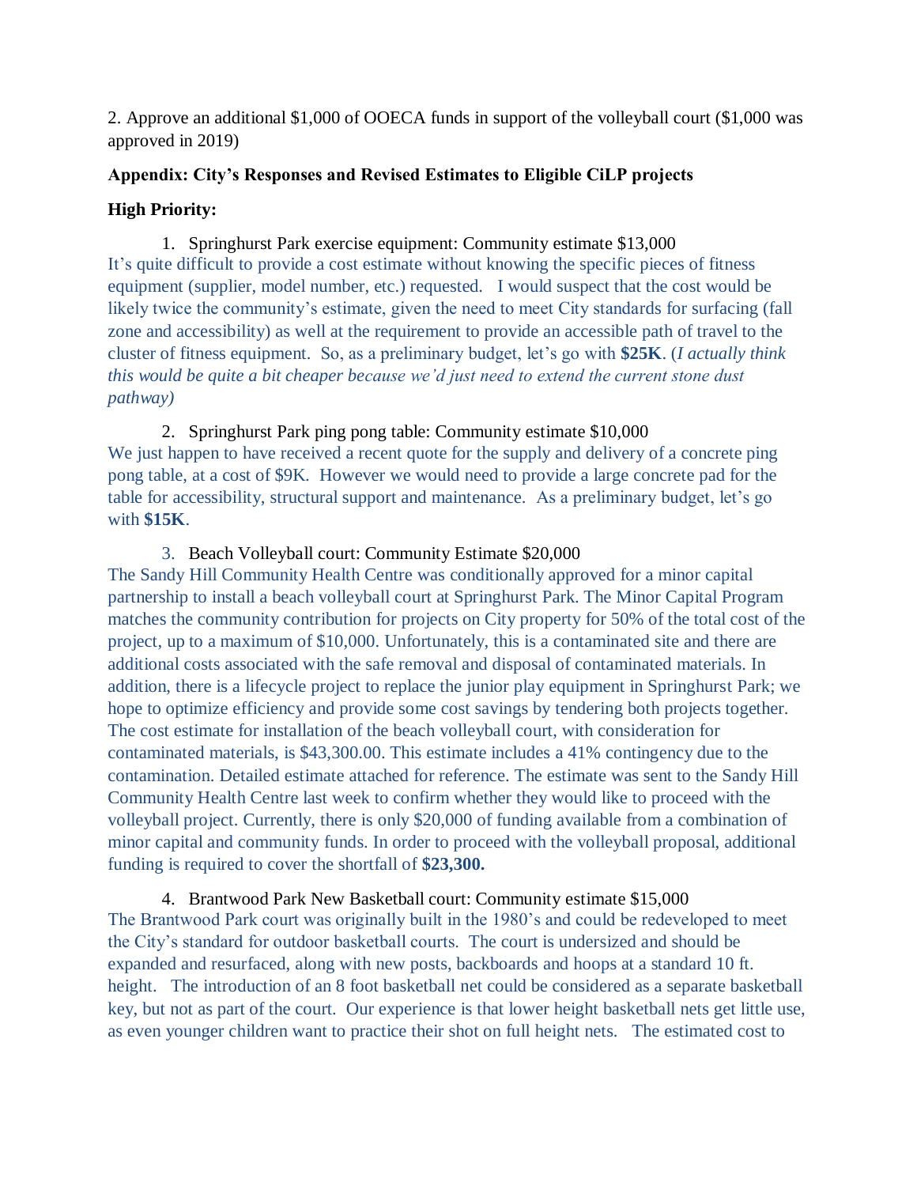2. Approve an additional $1,000 of OOECA funds in support of the volleyball court ($1,000 was approved in 2019)

**Appendix: City's Responses and Revised Estimates to Eligible CiLP projects**

**High Priority:**

1. Springhurst Park exercise equipment: Community estimate $13,000

It's quite difficult to provide a cost estimate without knowing the specific pieces of fitness equipment (supplier, model number, etc.) requested. I would suspect that the cost would be likely twice the community's estimate, given the need to meet City standards for surfacing (fall zone and accessibility) as well at the requirement to provide an accessible path of travel to the cluster of fitness equipment. So, as a preliminary budget, let's go with **$25K**. (*I actually think this would be quite a bit cheaper because we'd just need to extend the current stone dust pathway)*

2. Springhurst Park ping pong table: Community estimate $10,000

We just happen to have received a recent quote for the supply and delivery of a concrete ping pong table, at a cost of $9K. However we would need to provide a large concrete pad for the table for accessibility, structural support and maintenance. As a preliminary budget, let's go with **$15K**.

3. Beach Volleyball court: Community Estimate $20,000

The Sandy Hill Community Health Centre was conditionally approved for a minor capital partnership to install a beach volleyball court at Springhurst Park. The Minor Capital Program matches the community contribution for projects on City property for 50% of the total cost of the project, up to a maximum of $10,000. Unfortunately, this is a contaminated site and there are additional costs associated with the safe removal and disposal of contaminated materials. In addition, there is a lifecycle project to replace the junior play equipment in Springhurst Park; we hope to optimize efficiency and provide some cost savings by tendering both projects together. The cost estimate for installation of the beach volleyball court, with consideration for contaminated materials, is $43,300.00. This estimate includes a 41% contingency due to the contamination. Detailed estimate attached for reference. The estimate was sent to the Sandy Hill Community Health Centre last week to confirm whether they would like to proceed with the volleyball project. Currently, there is only $20,000 of funding available from a combination of minor capital and community funds. In order to proceed with the volleyball proposal, additional funding is required to cover the shortfall of **$23,300.**

4. Brantwood Park New Basketball court: Community estimate $15,000

The Brantwood Park court was originally built in the 1980's and could be redeveloped to meet the City's standard for outdoor basketball courts. The court is undersized and should be expanded and resurfaced, along with new posts, backboards and hoops at a standard 10 ft. height. The introduction of an 8 foot basketball net could be considered as a separate basketball key, but not as part of the court. Our experience is that lower height basketball nets get little use, as even younger children want to practice their shot on full height nets. The estimated cost to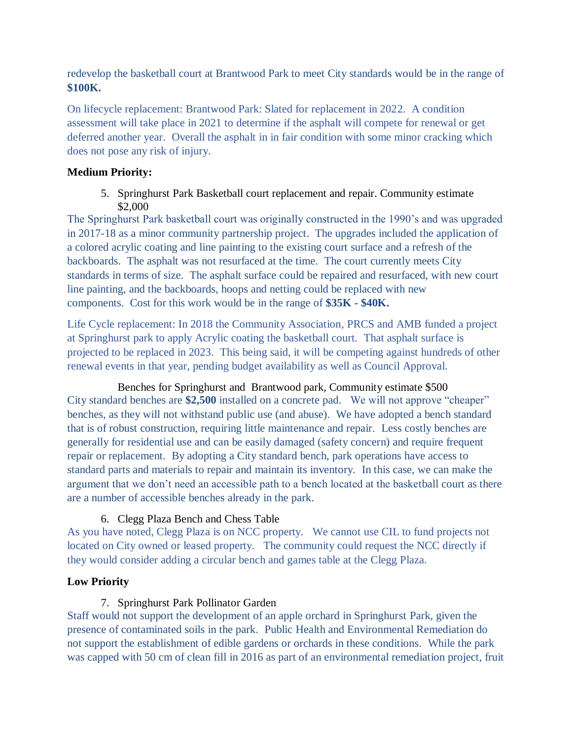redevelop the basketball court at Brantwood Park to meet City standards would be in the range of **$100K.**

On lifecycle replacement: Brantwood Park: Slated for replacement in 2022. A condition assessment will take place in 2021 to determine if the asphalt will compete for renewal or get deferred another year. Overall the asphalt in in fair condition with some minor cracking which does not pose any risk of injury.

**Medium Priority:**

5. Springhurst Park Basketball court replacement and repair. Community estimate $2,000

The Springhurst Park basketball court was originally constructed in the 1990's and was upgraded in 2017-18 as a minor community partnership project. The upgrades included the application of a colored acrylic coating and line painting to the existing court surface and a refresh of the backboards. The asphalt was not resurfaced at the time. The court currently meets City standards in terms of size. The asphalt surface could be repaired and resurfaced, with new court line painting, and the backboards, hoops and netting could be replaced with new components. Cost for this work would be in the range of **$35K - $40K.**

Life Cycle replacement: In 2018 the Community Association, PRCS and AMB funded a project at Springhurst park to apply Acrylic coating the basketball court. That asphalt surface is projected to be replaced in 2023. This being said, it will be competing against hundreds of other renewal events in that year, pending budget availability as well as Council Approval.

Benches for Springhurst and Brantwood park, Community estimate $500

City standard benches are **$2,500** installed on a concrete pad. We will not approve "cheaper" benches, as they will not withstand public use (and abuse). We have adopted a bench standard that is of robust construction, requiring little maintenance and repair. Less costly benches are generally for residential use and can be easily damaged (safety concern) and require frequent repair or replacement. By adopting a City standard bench, park operations have access to standard parts and materials to repair and maintain its inventory. In this case, we can make the argument that we don't need an accessible path to a bench located at the basketball court as there are a number of accessible benches already in the park.

6. Clegg Plaza Bench and Chess Table

As you have noted, Clegg Plaza is on NCC property. We cannot use CIL to fund projects not located on City owned or leased property. The community could request the NCC directly if they would consider adding a circular bench and games table at the Clegg Plaza.

**Low Priority**

7. Springhurst Park Pollinator Garden

Staff would not support the development of an apple orchard in Springhurst Park, given the presence of contaminated soils in the park. Public Health and Environmental Remediation do not support the establishment of edible gardens or orchards in these conditions. While the park was capped with 50 cm of clean fill in 2016 as part of an environmental remediation project, fruit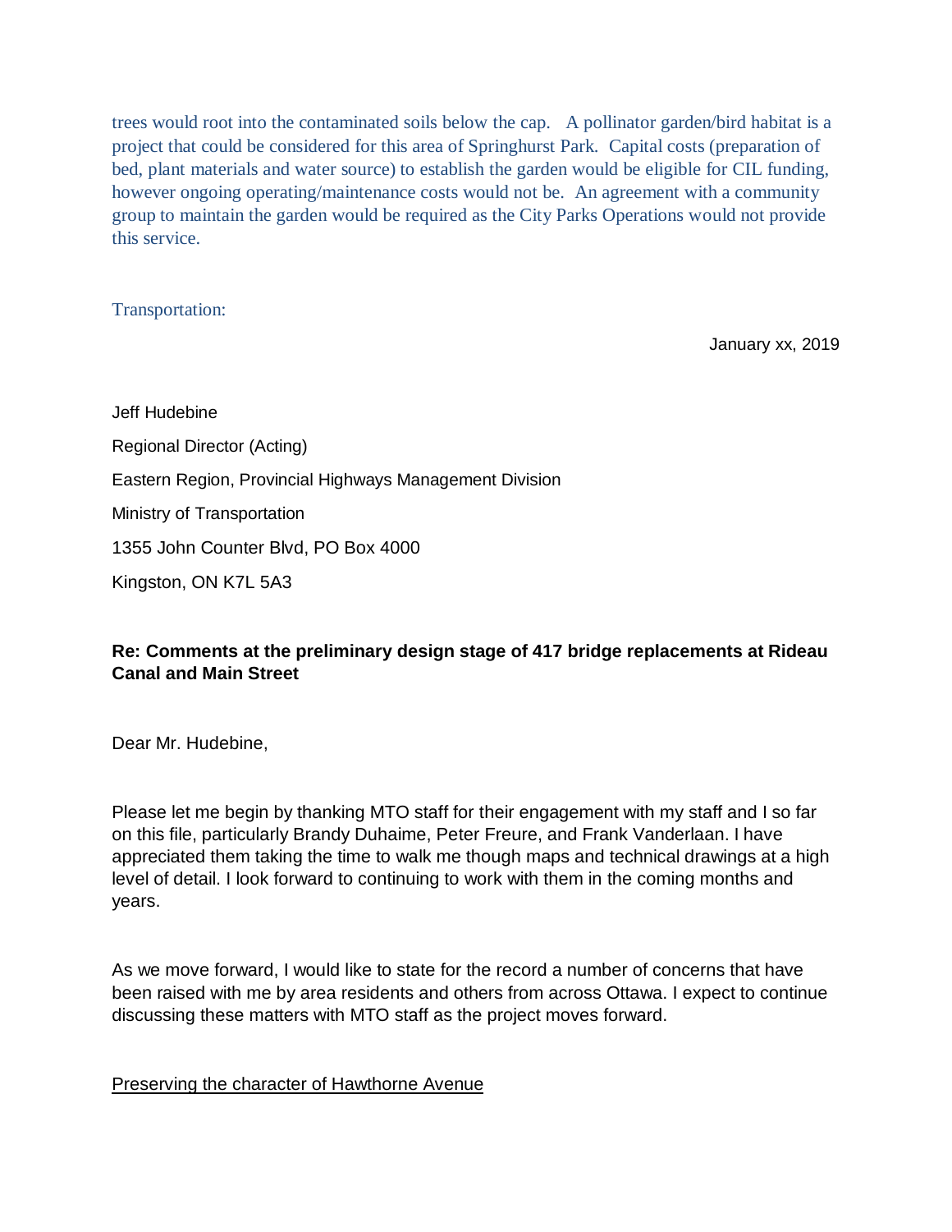trees would root into the contaminated soils below the cap. A pollinator garden/bird habitat is a project that could be considered for this area of Springhurst Park. Capital costs (preparation of bed, plant materials and water source) to establish the garden would be eligible for CIL funding, however ongoing operating/maintenance costs would not be. An agreement with a community group to maintain the garden would be required as the City Parks Operations would not provide this service.

Transportation:

January xx, 2019

Jeff Hudebine

Regional Director (Acting)

Eastern Region, Provincial Highways Management Division

Ministry of Transportation

1355 John Counter Blvd, PO Box 4000

Kingston, ON K7L 5A3

**Re: Comments at the preliminary design stage of 417 bridge replacements at Rideau Canal and Main Street**

Dear Mr. Hudebine,

Please let me begin by thanking MTO staff for their engagement with my staff and I so far on this file, particularly Brandy Duhaime, Peter Freure, and Frank Vanderlaan. I have appreciated them taking the time to walk me though maps and technical drawings at a high level of detail. I look forward to continuing to work with them in the coming months and years.

As we move forward, I would like to state for the record a number of concerns that have been raised with me by area residents and others from across Ottawa. I expect to continue discussing these matters with MTO staff as the project moves forward.

<u>Preserving the character of Hawthorne Avenue</u>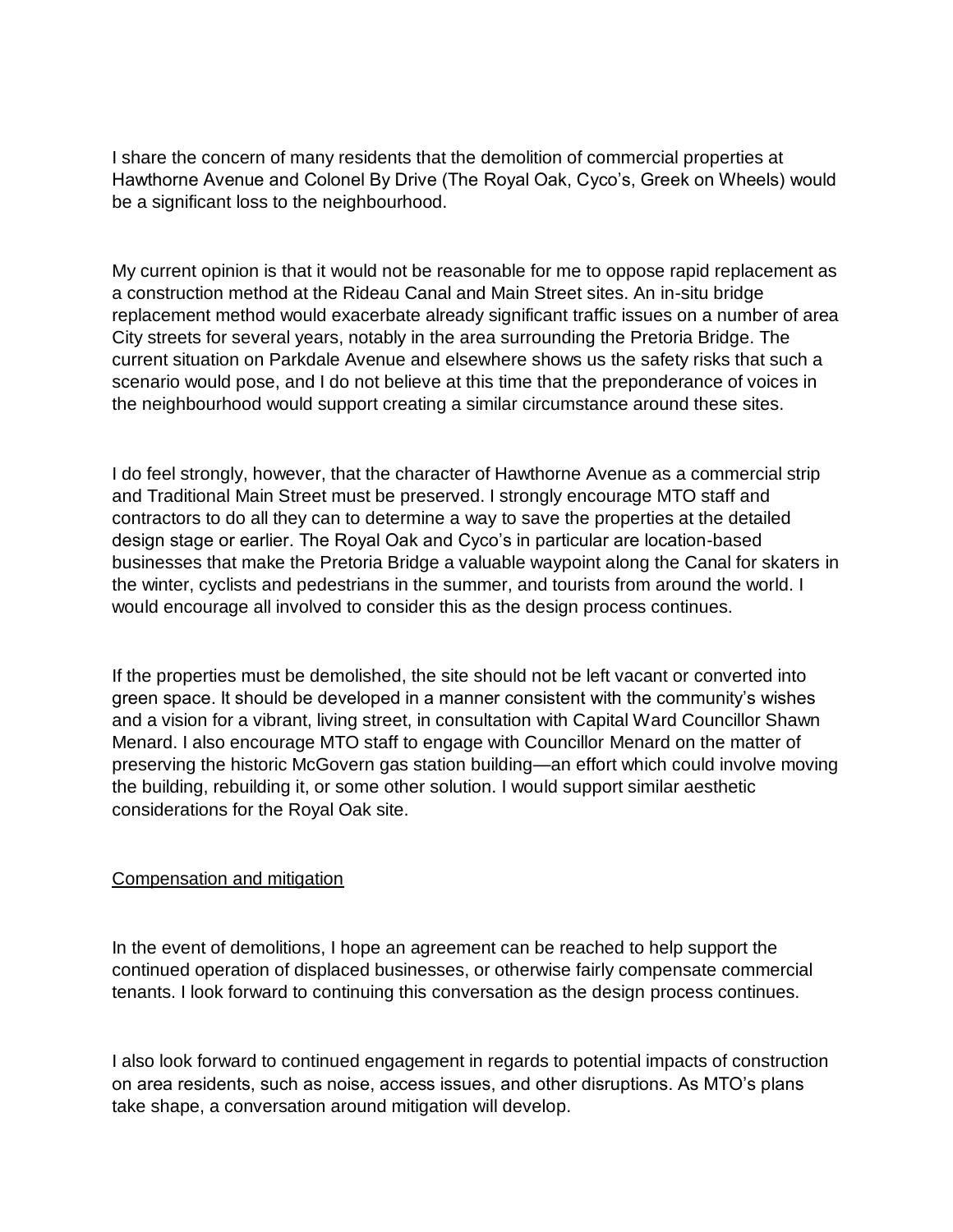I share the concern of many residents that the demolition of commercial properties at Hawthorne Avenue and Colonel By Drive (The Royal Oak, Cyco's, Greek on Wheels) would be a significant loss to the neighbourhood.

My current opinion is that it would not be reasonable for me to oppose rapid replacement as a construction method at the Rideau Canal and Main Street sites. An in-situ bridge replacement method would exacerbate already significant traffic issues on a number of area City streets for several years, notably in the area surrounding the Pretoria Bridge. The current situation on Parkdale Avenue and elsewhere shows us the safety risks that such a scenario would pose, and I do not believe at this time that the preponderance of voices in the neighbourhood would support creating a similar circumstance around these sites.

I do feel strongly, however, that the character of Hawthorne Avenue as a commercial strip and Traditional Main Street must be preserved. I strongly encourage MTO staff and contractors to do all they can to determine a way to save the properties at the detailed design stage or earlier. The Royal Oak and Cyco's in particular are location-based businesses that make the Pretoria Bridge a valuable waypoint along the Canal for skaters in the winter, cyclists and pedestrians in the summer, and tourists from around the world. I would encourage all involved to consider this as the design process continues.

If the properties must be demolished, the site should not be left vacant or converted into green space. It should be developed in a manner consistent with the community's wishes and a vision for a vibrant, living street, in consultation with Capital Ward Councillor Shawn Menard. I also encourage MTO staff to engage with Councillor Menard on the matter of preserving the historic McGovern gas station building—an effort which could involve moving the building, rebuilding it, or some other solution. I would support similar aesthetic considerations for the Royal Oak site.

<u>Compensation and mitigation</u>

In the event of demolitions, I hope an agreement can be reached to help support the continued operation of displaced businesses, or otherwise fairly compensate commercial tenants. I look forward to continuing this conversation as the design process continues.

I also look forward to continued engagement in regards to potential impacts of construction on area residents, such as noise, access issues, and other disruptions. As MTO's plans take shape, a conversation around mitigation will develop.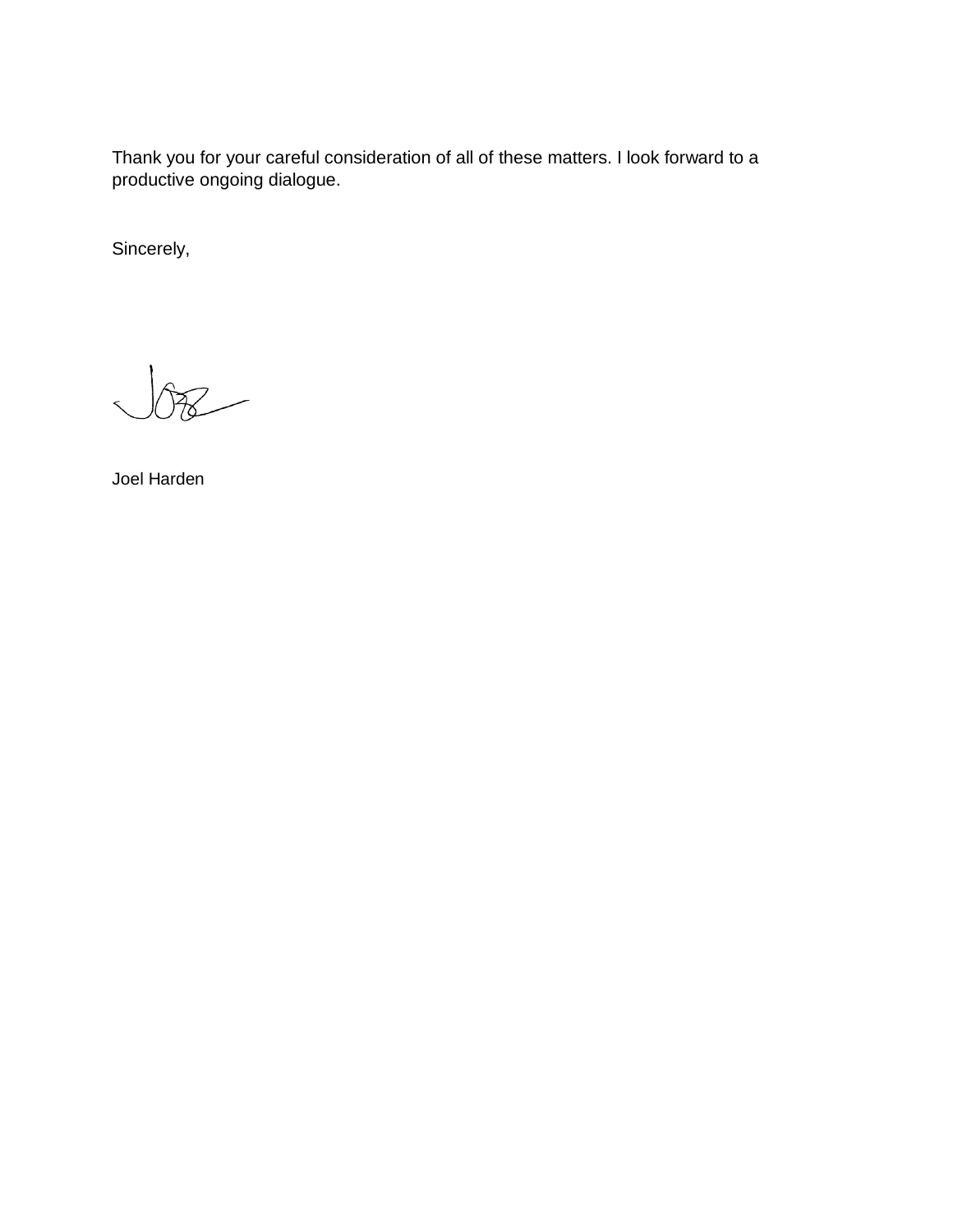Thank you for your careful consideration of all of these matters. I look forward to a productive ongoing dialogue.

Sincerely,

Joel Harden